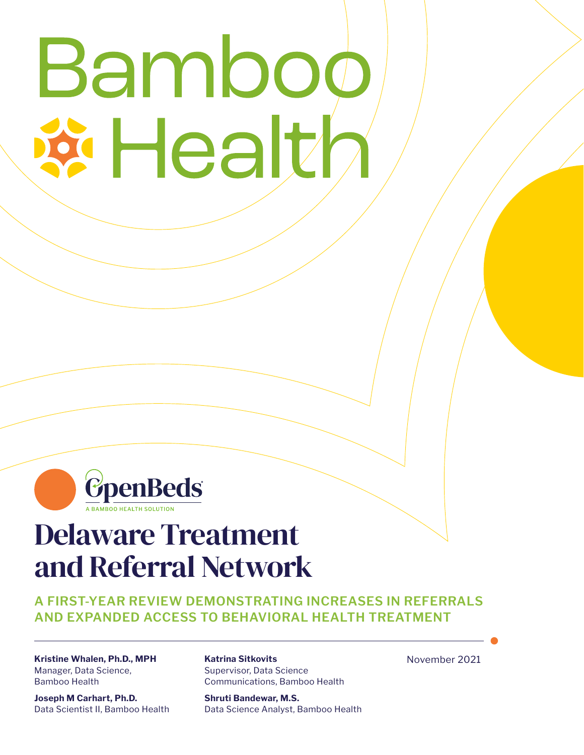Bamboo Health

OpenBeds

A BAMBOO HEALTH SOLUTION

# Delaware Treatment and Referral Network

## A FIRST-YEAR REVIEW DEMONSTRATING INCREASES IN REFERRALS AND EXPANDED ACCESS TO BEHAVIORAL HEALTH TREATMENT

**Kristine Whalen, Ph.D., MPH**
Manager, Data Science, Bamboo Health

**Joseph M Carhart, Ph.D.**
Data Scientist II, Bamboo Health

**Katrina Sitkovits**
Supervisor, Data Science Communications, Bamboo Health

**Shruti Bandewar, M.S.**
Data Science Analyst, Bamboo Health

November 2021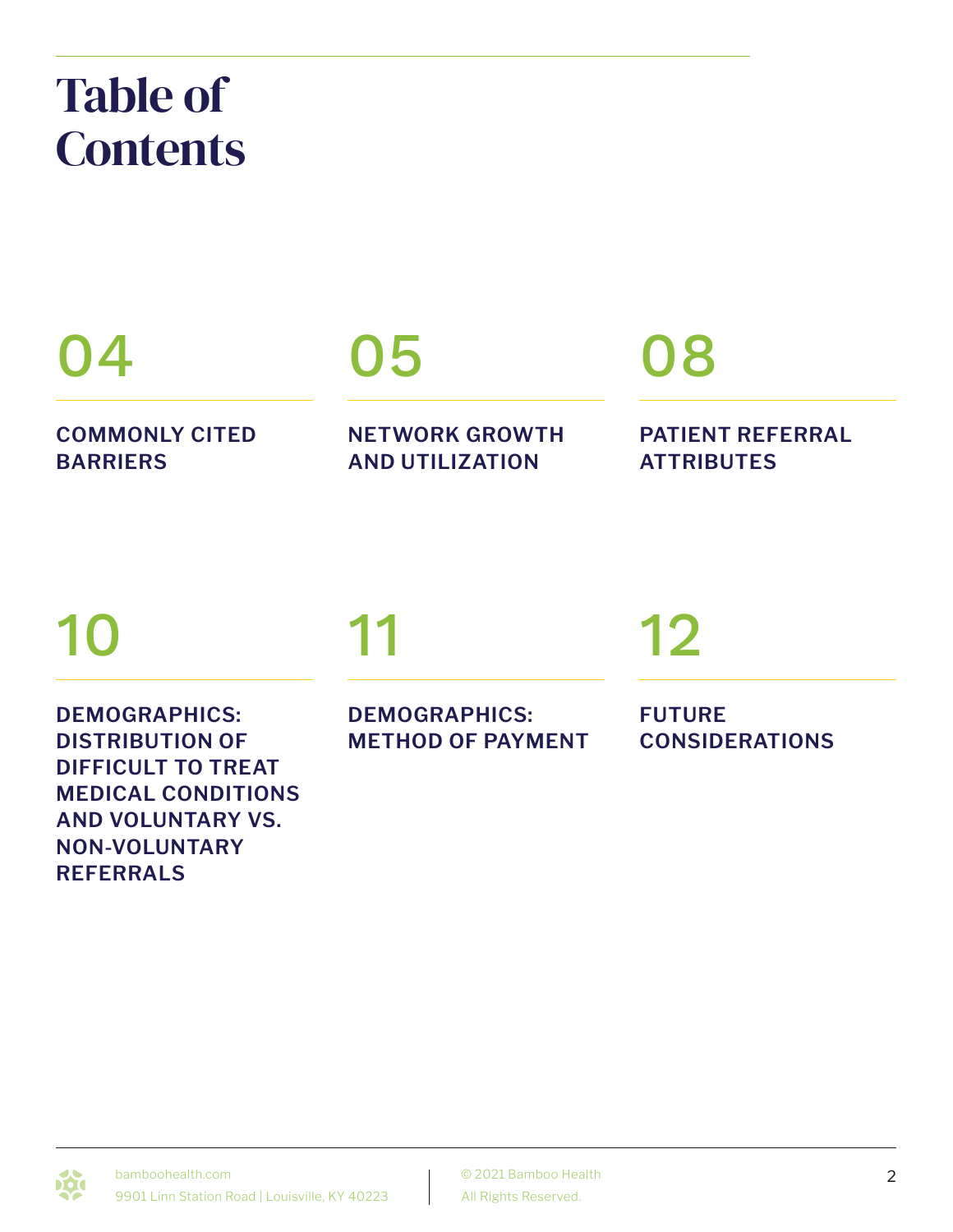# Table of Contents

**04** COMMONLY CITED BARRIERS

**05** NETWORK GROWTH AND UTILIZATION

**08** PATIENT REFERRAL ATTRIBUTES

**10** DEMOGRAPHICS: DISTRIBUTION OF DIFFICULT TO TREAT MEDICAL CONDITIONS AND VOLUNTARY VS. NON-VOLUNTARY REFERRALS

**11** DEMOGRAPHICS: METHOD OF PAYMENT

**12** FUTURE CONSIDERATIONS

bamboohealth.com
9901 Linn Station Road | Louisville, KY 40223

© 2021 Bamboo Health
All Rights Reserved.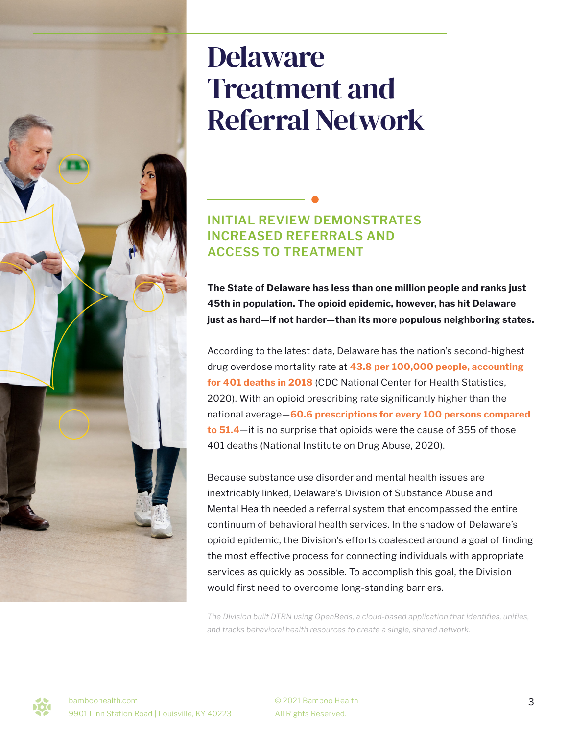# Delaware Treatment and Referral Network

## INITIAL REVIEW DEMONSTRATES INCREASED REFERRALS AND ACCESS TO TREATMENT

**The State of Delaware has less than one million people and ranks just 45th in population. The opioid epidemic, however, has hit Delaware just as hard—if not harder—than its more populous neighboring states.**

According to the latest data, Delaware has the nation's second-highest drug overdose mortality rate at **43.8 per 100,000 people, accounting for 401 deaths in 2018** (CDC National Center for Health Statistics, 2020). With an opioid prescribing rate significantly higher than the national average—**60.6 prescriptions for every 100 persons compared to 51.4**—it is no surprise that opioids were the cause of 355 of those 401 deaths (National Institute on Drug Abuse, 2020).

Because substance use disorder and mental health issues are inextricably linked, Delaware's Division of Substance Abuse and Mental Health needed a referral system that encompassed the entire continuum of behavioral health services. In the shadow of Delaware's opioid epidemic, the Division's efforts coalesced around a goal of finding the most effective process for connecting individuals with appropriate services as quickly as possible. To accomplish this goal, the Division would first need to overcome long-standing barriers.

*The Division built DTRN using OpenBeds, a cloud-based application that identifies, unifies, and tracks behavioral health resources to create a single, shared network.*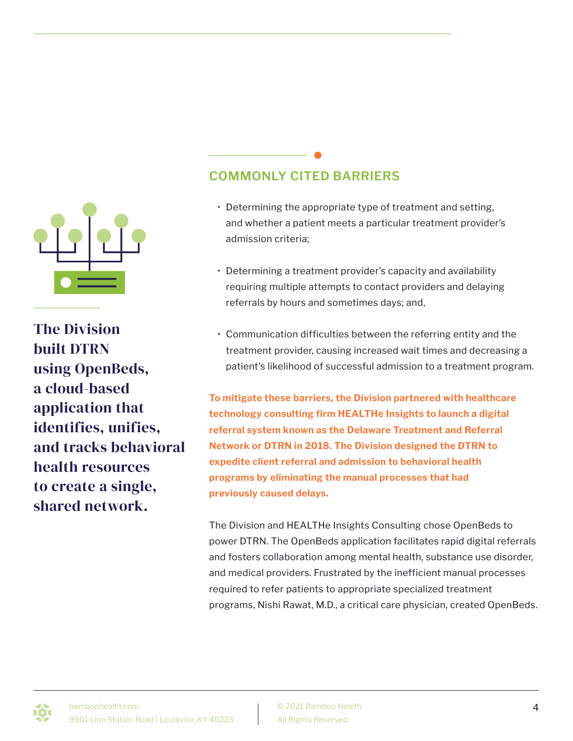**The Division built DTRN using OpenBeds, a cloud-based application that identifies, unifies, and tracks behavioral health resources to create a single, shared network.**

## COMMONLY CITED BARRIERS

- Determining the appropriate type of treatment and setting, and whether a patient meets a particular treatment provider's admission criteria;
- Determining a treatment provider's capacity and availability requiring multiple attempts to contact providers and delaying referrals by hours and sometimes days; and,
- Communication difficulties between the referring entity and the treatment provider, causing increased wait times and decreasing a patient's likelihood of successful admission to a treatment program.

**To mitigate these barriers, the Division partnered with healthcare technology consulting firm HEALTHe Insights to launch a digital referral system known as the Delaware Treatment and Referral Network or DTRN in 2018. The Division designed the DTRN to expedite client referral and admission to behavioral health programs by eliminating the manual processes that had previously caused delays.**

The Division and HEALTHe Insights Consulting chose OpenBeds to power DTRN. The OpenBeds application facilitates rapid digital referrals and fosters collaboration among mental health, substance use disorder, and medical providers. Frustrated by the inefficient manual processes required to refer patients to appropriate specialized treatment programs, Nishi Rawat, M.D., a critical care physician, created OpenBeds.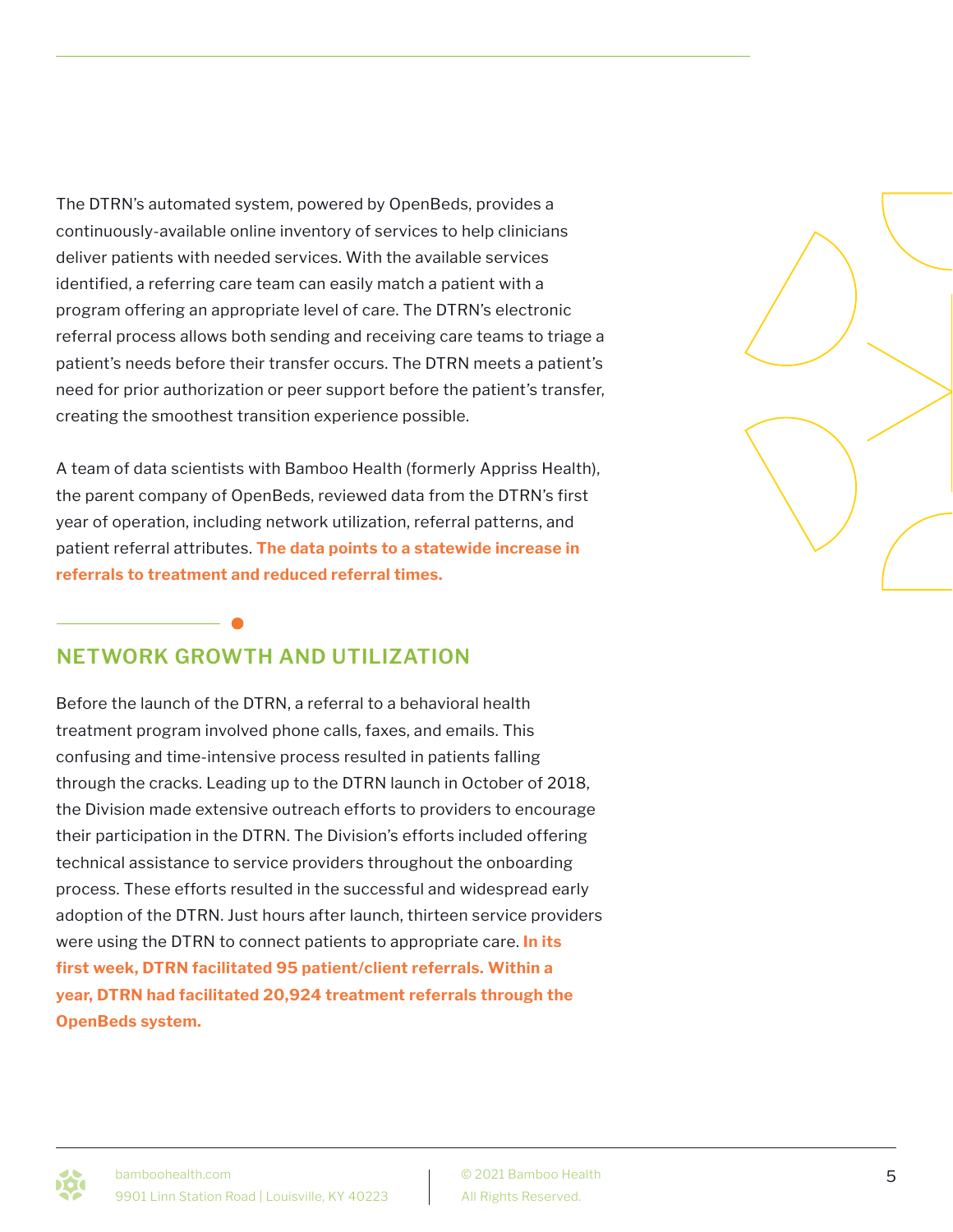The DTRN's automated system, powered by OpenBeds, provides a continuously-available online inventory of services to help clinicians deliver patients with needed services. With the available services identified, a referring care team can easily match a patient with a program offering an appropriate level of care. The DTRN's electronic referral process allows both sending and receiving care teams to triage a patient's needs before their transfer occurs. The DTRN meets a patient's need for prior authorization or peer support before the patient's transfer, creating the smoothest transition experience possible.

A team of data scientists with Bamboo Health (formerly Appriss Health), the parent company of OpenBeds, reviewed data from the DTRN's first year of operation, including network utilization, referral patterns, and patient referral attributes. **The data points to a statewide increase in referrals to treatment and reduced referral times.**

## NETWORK GROWTH AND UTILIZATION

Before the launch of the DTRN, a referral to a behavioral health treatment program involved phone calls, faxes, and emails. This confusing and time-intensive process resulted in patients falling through the cracks. Leading up to the DTRN launch in October of 2018, the Division made extensive outreach efforts to providers to encourage their participation in the DTRN. The Division's efforts included offering technical assistance to service providers throughout the onboarding process. These efforts resulted in the successful and widespread early adoption of the DTRN. Just hours after launch, thirteen service providers were using the DTRN to connect patients to appropriate care. **In its first week, DTRN facilitated 95 patient/client referrals. Within a year, DTRN had facilitated 20,924 treatment referrals through the OpenBeds system.**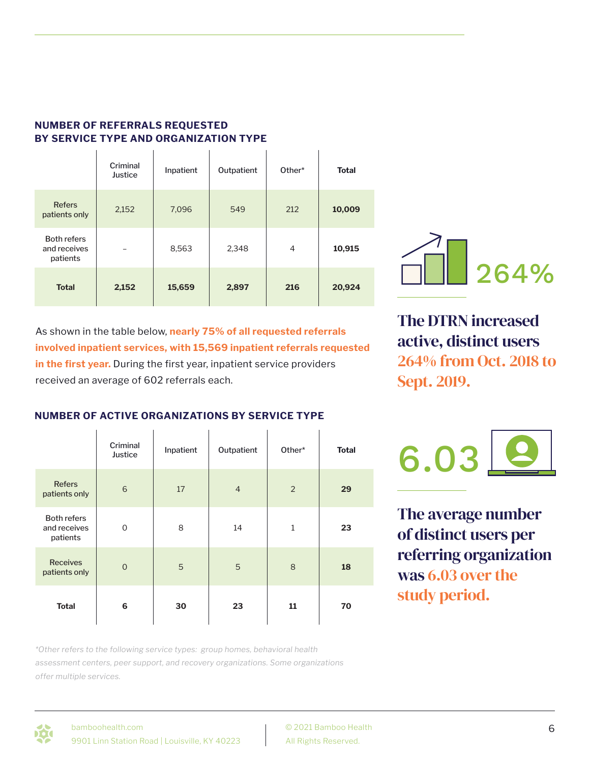### NUMBER OF REFERRALS REQUESTED BY SERVICE TYPE AND ORGANIZATION TYPE

| | Criminal Justice | Inpatient | Outpatient | Other* | Total |
|---|---|---|---|---|---|
| Refers patients only | 2,152 | 7,096 | 549 | 212 | **10,009** |
| Both refers and receives patients | – | 8,563 | 2,348 | 4 | **10,915** |
| **Total** | **2,152** | **15,659** | **2,897** | **216** | **20,924** |

As shown in the table below, **nearly 75% of all requested referrals involved inpatient services, with 15,569 inpatient referrals requested in the first year.** During the first year, inpatient service providers received an average of 602 referrals each.

### NUMBER OF ACTIVE ORGANIZATIONS BY SERVICE TYPE

| | Criminal Justice | Inpatient | Outpatient | Other* | Total |
|---|---|---|---|---|---|
| Refers patients only | 6 | 17 | 4 | 2 | **29** |
| Both refers and receives patients | 0 | 8 | 14 | 1 | **23** |
| Receives patients only | 0 | 5 | 5 | 8 | **18** |
| **Total** | **6** | **30** | **23** | **11** | **70** |

*\*Other refers to the following service types: group homes, behavioral health assessment centers, peer support, and recovery organizations. Some organizations offer multiple services.*

264%

**The DTRN increased active, distinct users 264% from Oct. 2018 to Sept. 2019.**

6.03

**The average number of distinct users per referring organization was 6.03 over the study period.**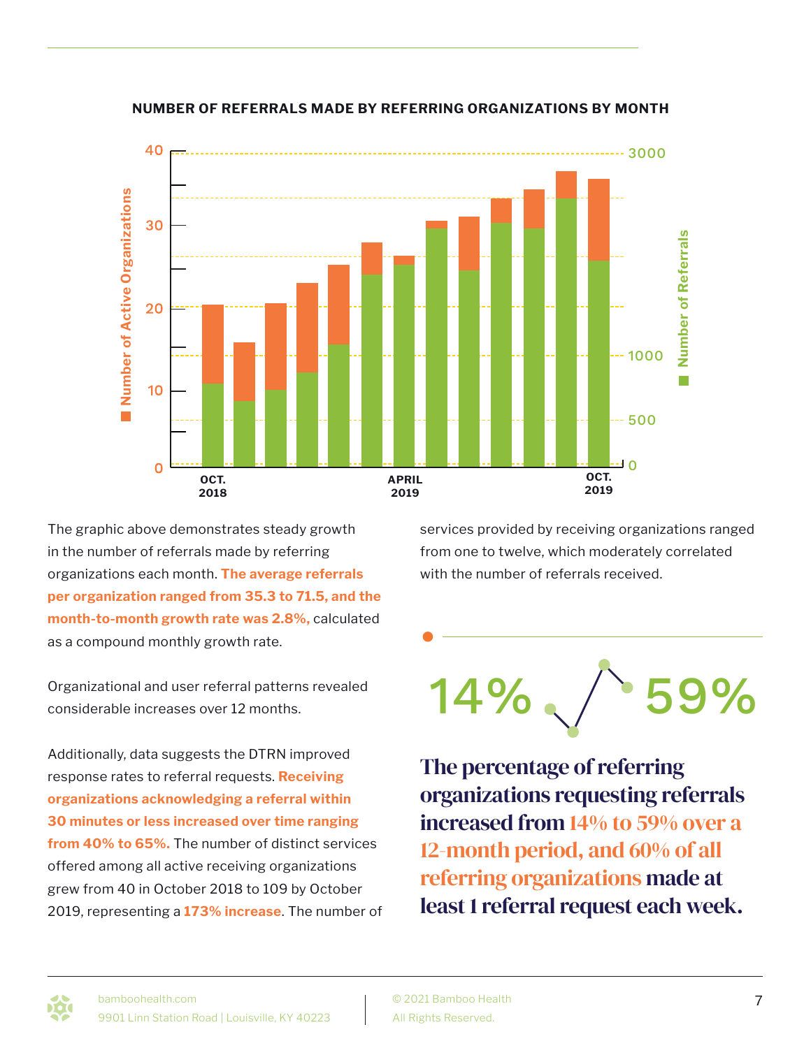**NUMBER OF REFERRALS MADE BY REFERRING ORGANIZATIONS BY MONTH**

The graphic above demonstrates steady growth in the number of referrals made by referring organizations each month. **The average referrals per organization ranged from 35.3 to 71.5, and the month-to-month growth rate was 2.8%,** calculated as a compound monthly growth rate.

Organizational and user referral patterns revealed considerable increases over 12 months.

Additionally, data suggests the DTRN improved response rates to referral requests. **Receiving organizations acknowledging a referral within 30 minutes or less increased over time ranging from 40% to 65%.** The number of distinct services offered among all active receiving organizations grew from 40 in October 2018 to 109 by October 2019, representing a **173% increase**. The number of services provided by receiving organizations ranged from one to twelve, which moderately correlated with the number of referrals received.

14% 59%

**The percentage of referring organizations requesting referrals increased from 14% to 59% over a 12-month period, and 60% of all referring organizations made at least 1 referral request each week.**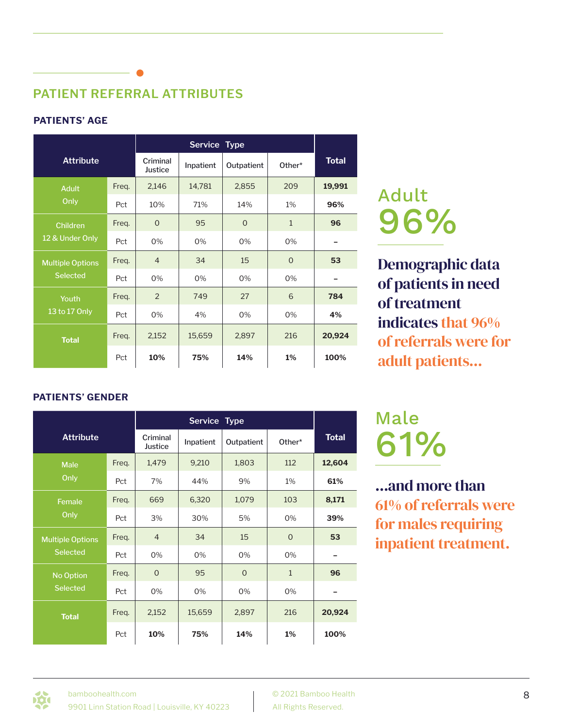## PATIENT REFERRAL ATTRIBUTES

### PATIENTS' AGE

| Attribute | | Service Type | | | | Total |
|---|---|---|---|---|---|---|
| | | Criminal Justice | Inpatient | Outpatient | Other* | |
| Adult Only | Freq. | 2,146 | 14,781 | 2,855 | 209 | **19,991** |
| | Pct | 10% | 71% | 14% | 1% | **96%** |
| Children 12 & Under Only | Freq. | 0 | 95 | 0 | 1 | **96** |
| | Pct | 0% | 0% | 0% | 0% | – |
| Multiple Options Selected | Freq. | 4 | 34 | 15 | 0 | **53** |
| | Pct | 0% | 0% | 0% | 0% | – |
| Youth 13 to 17 Only | Freq. | 2 | 749 | 27 | 6 | **784** |
| | Pct | 0% | 4% | 0% | 0% | **4%** |
| **Total** | Freq. | 2,152 | 15,659 | 2,897 | 216 | **20,924** |
| | Pct | **10%** | **75%** | **14%** | **1%** | **100%** |

Adult
96%

**Demographic data of patients in need of treatment indicates that 96% of referrals were for adult patients...**

### PATIENTS' GENDER

| Attribute | | Service Type | | | | Total |
|---|---|---|---|---|---|---|
| | | Criminal Justice | Inpatient | Outpatient | Other* | |
| Male Only | Freq. | 1,479 | 9,210 | 1,803 | 112 | **12,604** |
| | Pct | 7% | 44% | 9% | 1% | **61%** |
| Female Only | Freq. | 669 | 6,320 | 1,079 | 103 | **8,171** |
| | Pct | 3% | 30% | 5% | 0% | **39%** |
| Multiple Options Selected | Freq. | 4 | 34 | 15 | 0 | **53** |
| | Pct | 0% | 0% | 0% | 0% | – |
| No Option Selected | Freq. | 0 | 95 | 0 | 1 | **96** |
| | Pct | 0% | 0% | 0% | 0% | – |
| **Total** | Freq. | 2,152 | 15,659 | 2,897 | 216 | **20,924** |
| | Pct | **10%** | **75%** | **14%** | **1%** | **100%** |

Male
61%

**...and more than 61% of referrals were for males requiring inpatient treatment.**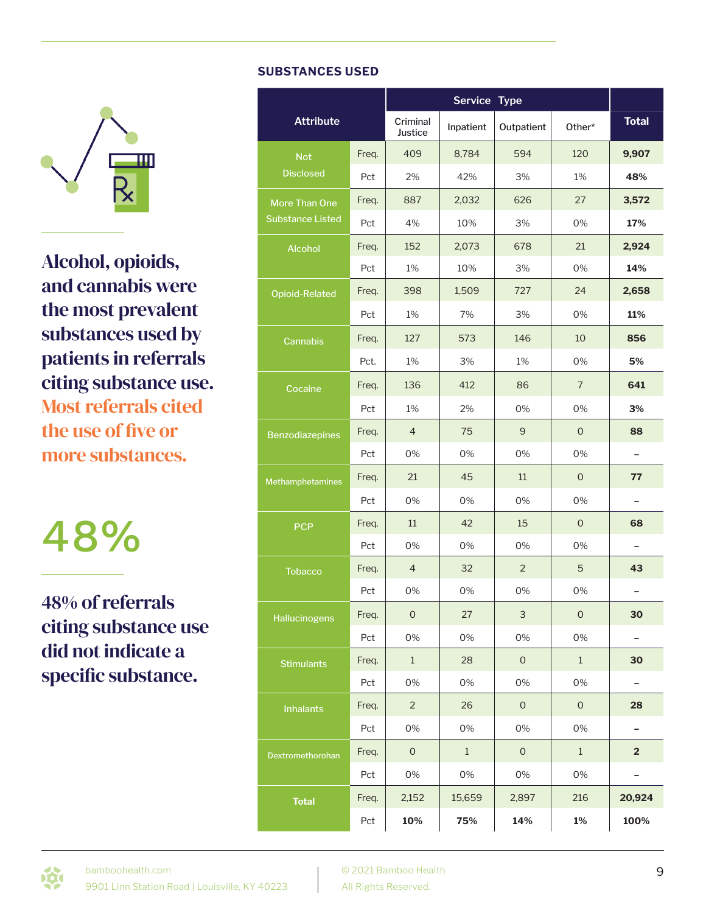## SUBSTANCES USED

| Attribute | | Service Type | | | | Total |
|---|---|---|---|---|---|---|
| | | Criminal Justice | Inpatient | Outpatient | Other* | |
| Not Disclosed | Freq. | 409 | 8,784 | 594 | 120 | **9,907** |
| | Pct | 2% | 42% | 3% | 1% | **48%** |
| More Than One Substance Listed | Freq. | 887 | 2,032 | 626 | 27 | **3,572** |
| | Pct | 4% | 10% | 3% | 0% | **17%** |
| Alcohol | Freq. | 152 | 2,073 | 678 | 21 | **2,924** |
| | Pct | 1% | 10% | 3% | 0% | **14%** |
| Opioid-Related | Freq. | 398 | 1,509 | 727 | 24 | **2,658** |
| | Pct | 1% | 7% | 3% | 0% | **11%** |
| Cannabis | Freq. | 127 | 573 | 146 | 10 | **856** |
| | Pct. | 1% | 3% | 1% | 0% | **5%** |
| Cocaine | Freq. | 136 | 412 | 86 | 7 | **641** |
| | Pct | 1% | 2% | 0% | 0% | **3%** |
| Benzodiazepines | Freq. | 4 | 75 | 9 | 0 | **88** |
| | Pct | 0% | 0% | 0% | 0% | – |
| Methamphetamines | Freq. | 21 | 45 | 11 | 0 | **77** |
| | Pct | 0% | 0% | 0% | 0% | – |
| PCP | Freq. | 11 | 42 | 15 | 0 | **68** |
| | Pct | 0% | 0% | 0% | 0% | – |
| Tobacco | Freq. | 4 | 32 | 2 | 5 | **43** |
| | Pct | 0% | 0% | 0% | 0% | – |
| Hallucinogens | Freq. | 0 | 27 | 3 | 0 | **30** |
| | Pct | 0% | 0% | 0% | 0% | – |
| Stimulants | Freq. | 1 | 28 | 0 | 1 | **30** |
| | Pct | 0% | 0% | 0% | 0% | – |
| Inhalants | Freq. | 2 | 26 | 0 | 0 | **28** |
| | Pct | 0% | 0% | 0% | 0% | – |
| Dextromethorohan | Freq. | 0 | 1 | 0 | 1 | **2** |
| | Pct | 0% | 0% | 0% | 0% | – |
| **Total** | Freq. | 2,152 | 15,659 | 2,897 | 216 | **20,924** |
| | Pct | **10%** | **75%** | **14%** | **1%** | **100%** |

**Alcohol, opioids, and cannabis were the most prevalent substances used by patients in referrals citing substance use. Most referrals cited the use of five or more substances.**

# 48%

**48% of referrals citing substance use did not indicate a specific substance.**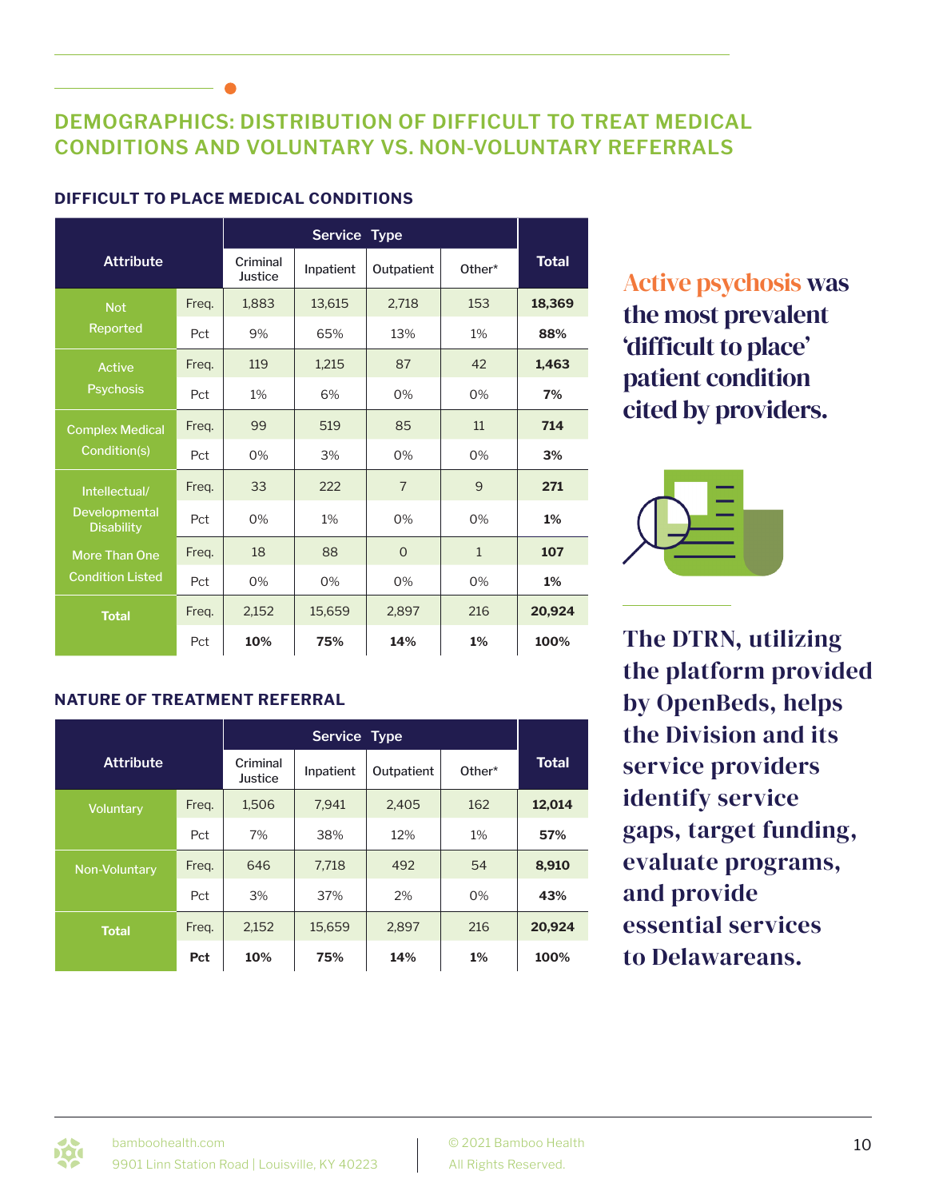## DEMOGRAPHICS: DISTRIBUTION OF DIFFICULT TO TREAT MEDICAL CONDITIONS AND VOLUNTARY VS. NON-VOLUNTARY REFERRALS

### DIFFICULT TO PLACE MEDICAL CONDITIONS

| Attribute | | Service Type | | | | Total |
|---|---|---|---|---|---|---|
| | | Criminal Justice | Inpatient | Outpatient | Other* | |
| Not Reported | Freq. | 1,883 | 13,615 | 2,718 | 153 | **18,369** |
| | Pct | 9% | 65% | 13% | 1% | **88%** |
| Active Psychosis | Freq. | 119 | 1,215 | 87 | 42 | **1,463** |
| | Pct | 1% | 6% | 0% | 0% | **7%** |
| Complex Medical Condition(s) | Freq. | 99 | 519 | 85 | 11 | **714** |
| | Pct | 0% | 3% | 0% | 0% | **3%** |
| Intellectual/ Developmental Disability | Freq. | 33 | 222 | 7 | 9 | **271** |
| | Pct | 0% | 1% | 0% | 0% | **1%** |
| More Than One Condition Listed | Freq. | 18 | 88 | 0 | 1 | **107** |
| | Pct | 0% | 0% | 0% | 0% | **1%** |
| **Total** | Freq. | 2,152 | 15,659 | 2,897 | 216 | **20,924** |
| | Pct | **10%** | **75%** | **14%** | **1%** | **100%** |

### NATURE OF TREATMENT REFERRAL

| Attribute | | Service Type | | | | Total |
|---|---|---|---|---|---|---|
| | | Criminal Justice | Inpatient | Outpatient | Other* | |
| Voluntary | Freq. | 1,506 | 7,941 | 2,405 | 162 | **12,014** |
| | Pct | 7% | 38% | 12% | 1% | **57%** |
| Non-Voluntary | Freq. | 646 | 7,718 | 492 | 54 | **8,910** |
| | Pct | 3% | 37% | 2% | 0% | **43%** |
| **Total** | Freq. | 2,152 | 15,659 | 2,897 | 216 | **20,924** |
| | **Pct** | **10%** | **75%** | **14%** | **1%** | **100%** |

**Active psychosis was the most prevalent 'difficult to place' patient condition cited by providers.**

**The DTRN, utilizing the platform provided by OpenBeds, helps the Division and its service providers identify service gaps, target funding, evaluate programs, and provide essential services to Delawareans.**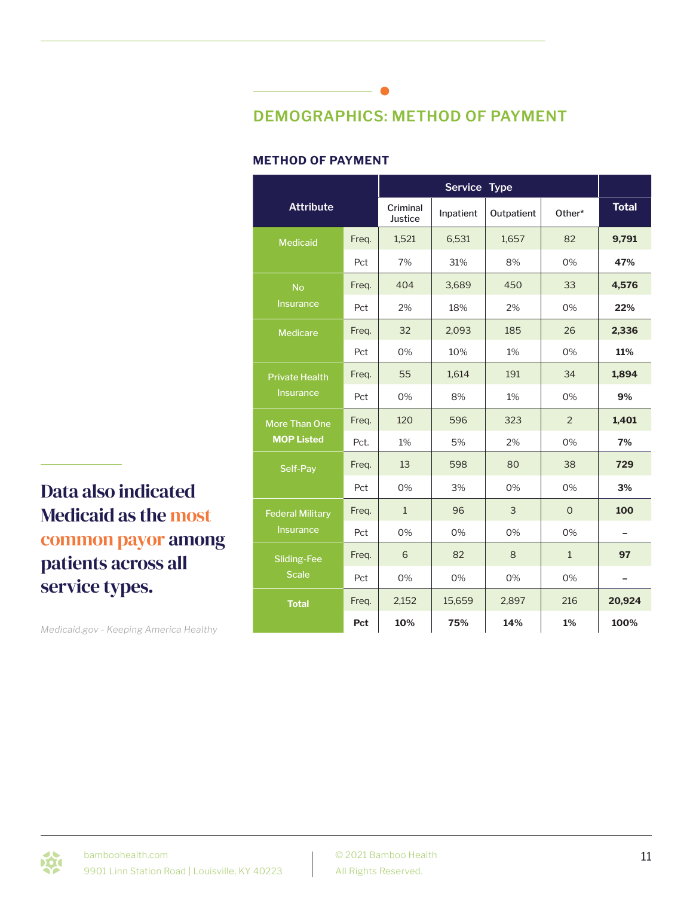## DEMOGRAPHICS: METHOD OF PAYMENT

### METHOD OF PAYMENT

| Attribute | | Service Type | | | | Total |
|---|---|---|---|---|---|---|
| | | Criminal Justice | Inpatient | Outpatient | Other* | |
| Medicaid | Freq. | 1,521 | 6,531 | 1,657 | 82 | **9,791** |
| | Pct | 7% | 31% | 8% | 0% | **47%** |
| No Insurance | Freq. | 404 | 3,689 | 450 | 33 | **4,576** |
| | Pct | 2% | 18% | 2% | 0% | **22%** |
| Medicare | Freq. | 32 | 2,093 | 185 | 26 | **2,336** |
| | Pct | 0% | 10% | 1% | 0% | **11%** |
| Private Health Insurance | Freq. | 55 | 1,614 | 191 | 34 | **1,894** |
| | Pct | 0% | 8% | 1% | 0% | **9%** |
| More Than One **MOP Listed** | Freq. | 120 | 596 | 323 | 2 | **1,401** |
| | Pct. | 1% | 5% | 2% | 0% | **7%** |
| Self-Pay | Freq. | 13 | 598 | 80 | 38 | **729** |
| | Pct | 0% | 3% | 0% | 0% | **3%** |
| Federal Military Insurance | Freq. | 1 | 96 | 3 | 0 | **100** |
| | Pct | 0% | 0% | 0% | 0% | – |
| Sliding-Fee Scale | Freq. | 6 | 82 | 8 | 1 | **97** |
| | Pct | 0% | 0% | 0% | 0% | – |
| **Total** | Freq. | 2,152 | 15,659 | 2,897 | 216 | **20,924** |
| | **Pct** | **10%** | **75%** | **14%** | **1%** | **100%** |

**Data also indicated Medicaid as the most common payor among patients across all service types.**

*Medicaid.gov - Keeping America Healthy*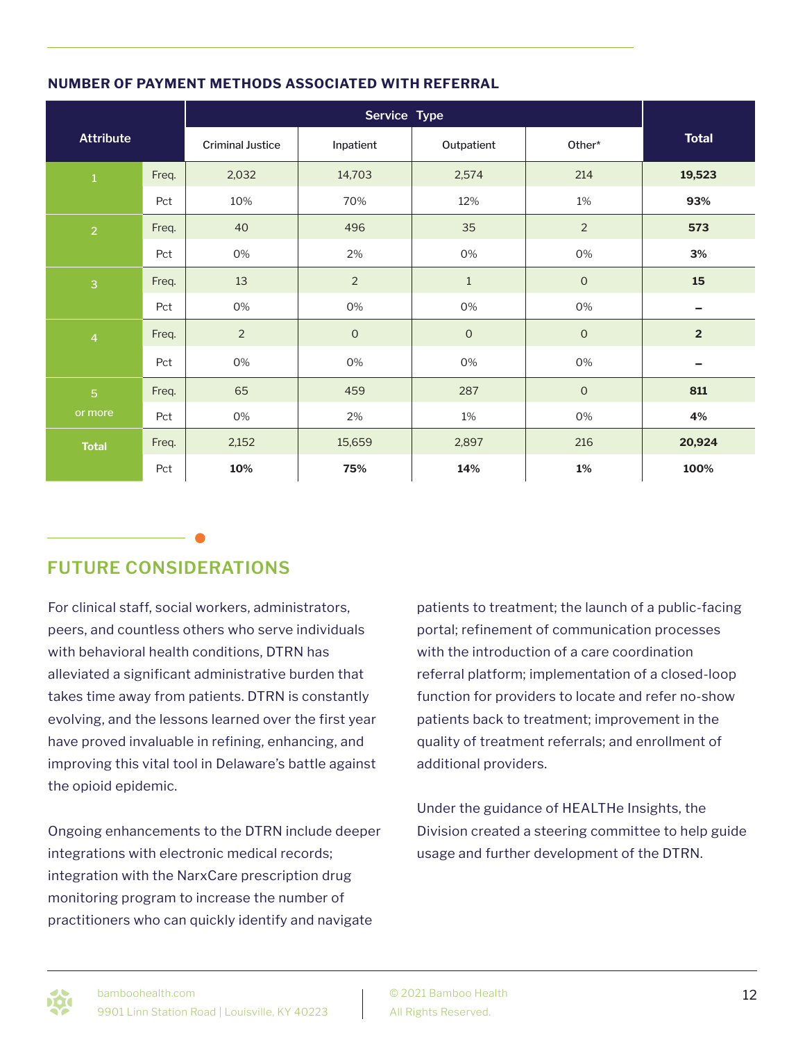### NUMBER OF PAYMENT METHODS ASSOCIATED WITH REFERRAL

| Attribute | | Service Type | | | | Total |
|---|---|---|---|---|---|---|
| | | Criminal Justice | Inpatient | Outpatient | Other* | |
| 1 | Freq. | 2,032 | 14,703 | 2,574 | 214 | **19,523** |
| | Pct | 10% | 70% | 12% | 1% | **93%** |
| 2 | Freq. | 40 | 496 | 35 | 2 | **573** |
| | Pct | 0% | 2% | 0% | 0% | **3%** |
| 3 | Freq. | 13 | 2 | 1 | 0 | **15** |
| | Pct | 0% | 0% | 0% | 0% | **–** |
| 4 | Freq. | 2 | 0 | 0 | 0 | **2** |
| | Pct | 0% | 0% | 0% | 0% | **–** |
| 5 or more | Freq. | 65 | 459 | 287 | 0 | **811** |
| | Pct | 0% | 2% | 1% | 0% | **4%** |
| **Total** | Freq. | 2,152 | 15,659 | 2,897 | 216 | **20,924** |
| | Pct | **10%** | **75%** | **14%** | **1%** | **100%** |

## FUTURE CONSIDERATIONS

For clinical staff, social workers, administrators, peers, and countless others who serve individuals with behavioral health conditions, DTRN has alleviated a significant administrative burden that takes time away from patients. DTRN is constantly evolving, and the lessons learned over the first year have proved invaluable in refining, enhancing, and improving this vital tool in Delaware's battle against the opioid epidemic.

Ongoing enhancements to the DTRN include deeper integrations with electronic medical records; integration with the NarxCare prescription drug monitoring program to increase the number of practitioners who can quickly identify and navigate patients to treatment; the launch of a public-facing portal; refinement of communication processes with the introduction of a care coordination referral platform; implementation of a closed-loop function for providers to locate and refer no-show patients back to treatment; improvement in the quality of treatment referrals; and enrollment of additional providers.

Under the guidance of HEALTHe Insights, the Division created a steering committee to help guide usage and further development of the DTRN.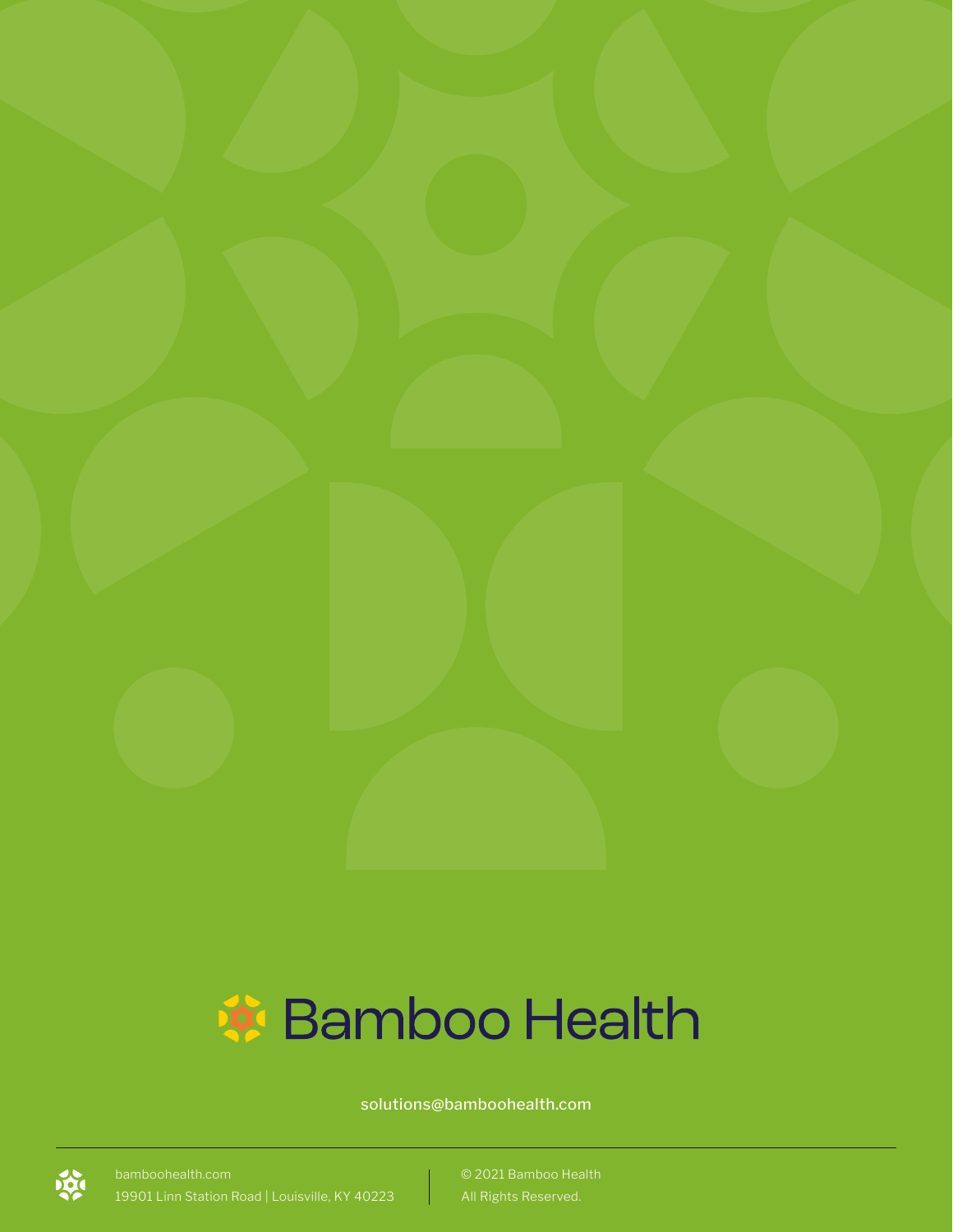Bamboo Health

solutions@bamboohealth.com

bamboohealth.com
19901 Linn Station Road | Louisville, KY 40223

© 2021 Bamboo Health
All Rights Reserved.